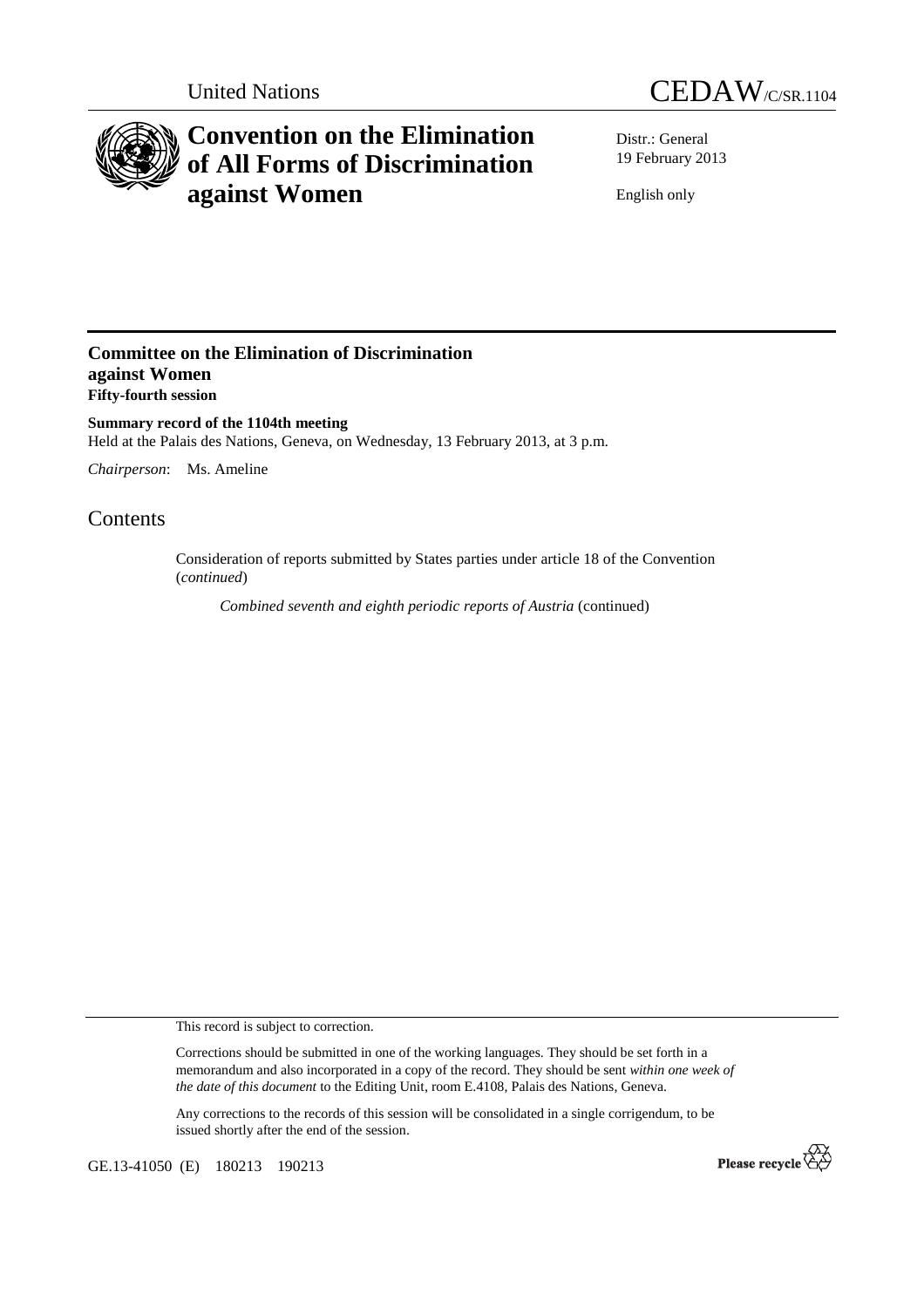United Nations

CEDAW/C/SR.1104

# Convention on the Elimination of All Forms of Discrimination against Women

Distr.: General
19 February 2013

English only

## Committee on the Elimination of Discrimination against Women

**Fifty-fourth session**

**Summary record of the 1104th meeting**

Held at the Palais des Nations, Geneva, on Wednesday, 13 February 2013, at 3 p.m.

*Chairperson*: Ms. Ameline

## Contents

Consideration of reports submitted by States parties under article 18 of the Convention (*continued*)

*Combined seventh and eighth periodic reports of Austria* (continued)

This record is subject to correction.

Corrections should be submitted in one of the working languages. They should be set forth in a memorandum and also incorporated in a copy of the record. They should be sent *within one week of the date of this document* to the Editing Unit, room E.4108, Palais des Nations, Geneva.

Any corrections to the records of this session will be consolidated in a single corrigendum, to be issued shortly after the end of the session.

GE.13-41050 (E) 180213 190213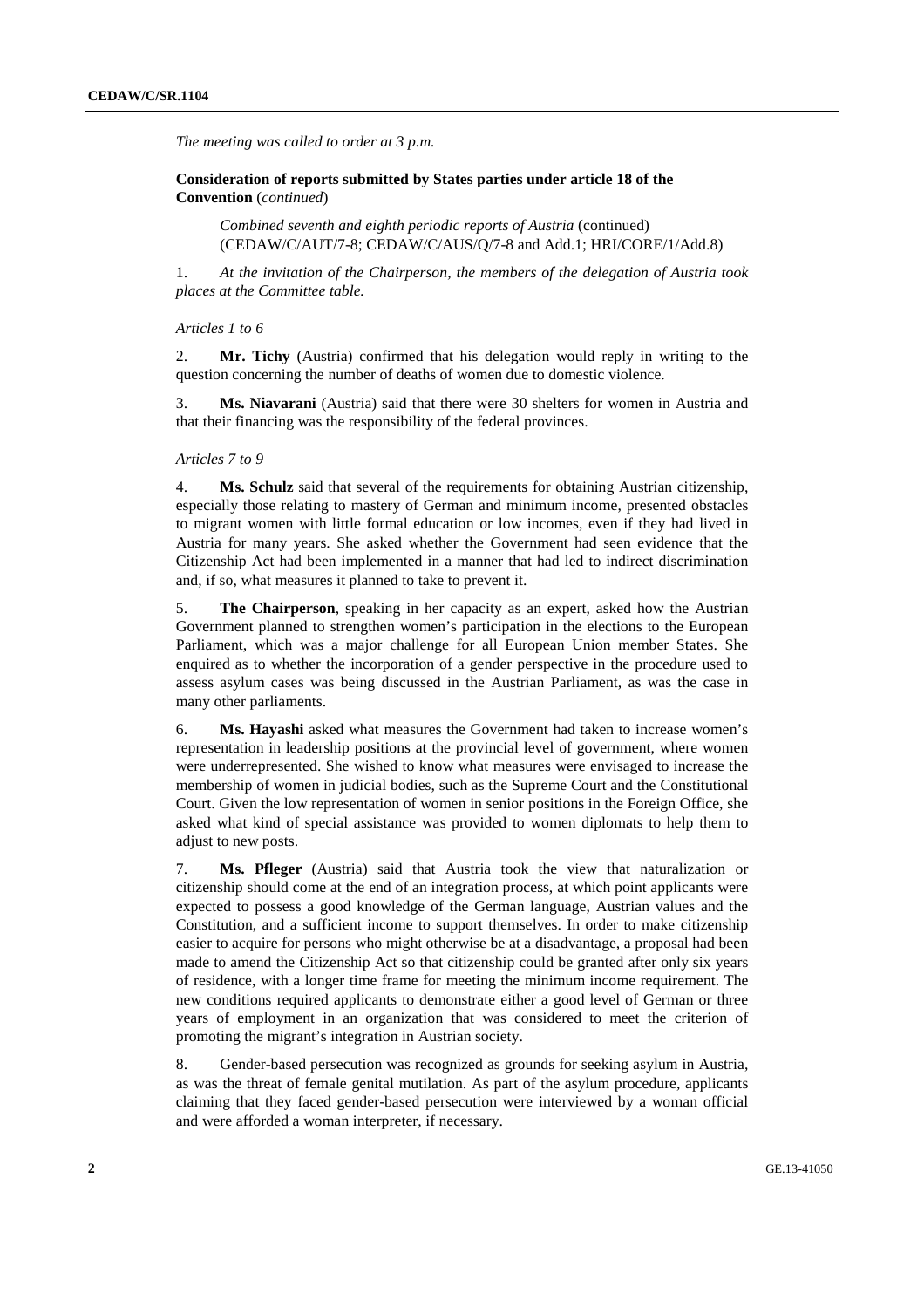*The meeting was called to order at 3 p.m.*

**Consideration of reports submitted by States parties under article 18 of the Convention** (*continued*)

*Combined seventh and eighth periodic reports of Austria* (continued) (CEDAW/C/AUT/7-8; CEDAW/C/AUS/Q/7-8 and Add.1; HRI/CORE/1/Add.8)

1. *At the invitation of the Chairperson, the members of the delegation of Austria took places at the Committee table.*

*Articles 1 to 6*

2. **Mr. Tichy** (Austria) confirmed that his delegation would reply in writing to the question concerning the number of deaths of women due to domestic violence.

3. **Ms. Niavarani** (Austria) said that there were 30 shelters for women in Austria and that their financing was the responsibility of the federal provinces.

*Articles 7 to 9*

4. **Ms. Schulz** said that several of the requirements for obtaining Austrian citizenship, especially those relating to mastery of German and minimum income, presented obstacles to migrant women with little formal education or low incomes, even if they had lived in Austria for many years. She asked whether the Government had seen evidence that the Citizenship Act had been implemented in a manner that had led to indirect discrimination and, if so, what measures it planned to take to prevent it.

5. **The Chairperson**, speaking in her capacity as an expert, asked how the Austrian Government planned to strengthen women's participation in the elections to the European Parliament, which was a major challenge for all European Union member States. She enquired as to whether the incorporation of a gender perspective in the procedure used to assess asylum cases was being discussed in the Austrian Parliament, as was the case in many other parliaments.

6. **Ms. Hayashi** asked what measures the Government had taken to increase women's representation in leadership positions at the provincial level of government, where women were underrepresented. She wished to know what measures were envisaged to increase the membership of women in judicial bodies, such as the Supreme Court and the Constitutional Court. Given the low representation of women in senior positions in the Foreign Office, she asked what kind of special assistance was provided to women diplomats to help them to adjust to new posts.

7. **Ms. Pfleger** (Austria) said that Austria took the view that naturalization or citizenship should come at the end of an integration process, at which point applicants were expected to possess a good knowledge of the German language, Austrian values and the Constitution, and a sufficient income to support themselves. In order to make citizenship easier to acquire for persons who might otherwise be at a disadvantage, a proposal had been made to amend the Citizenship Act so that citizenship could be granted after only six years of residence, with a longer time frame for meeting the minimum income requirement. The new conditions required applicants to demonstrate either a good level of German or three years of employment in an organization that was considered to meet the criterion of promoting the migrant's integration in Austrian society.

8. Gender-based persecution was recognized as grounds for seeking asylum in Austria, as was the threat of female genital mutilation. As part of the asylum procedure, applicants claiming that they faced gender-based persecution were interviewed by a woman official and were afforded a woman interpreter, if necessary.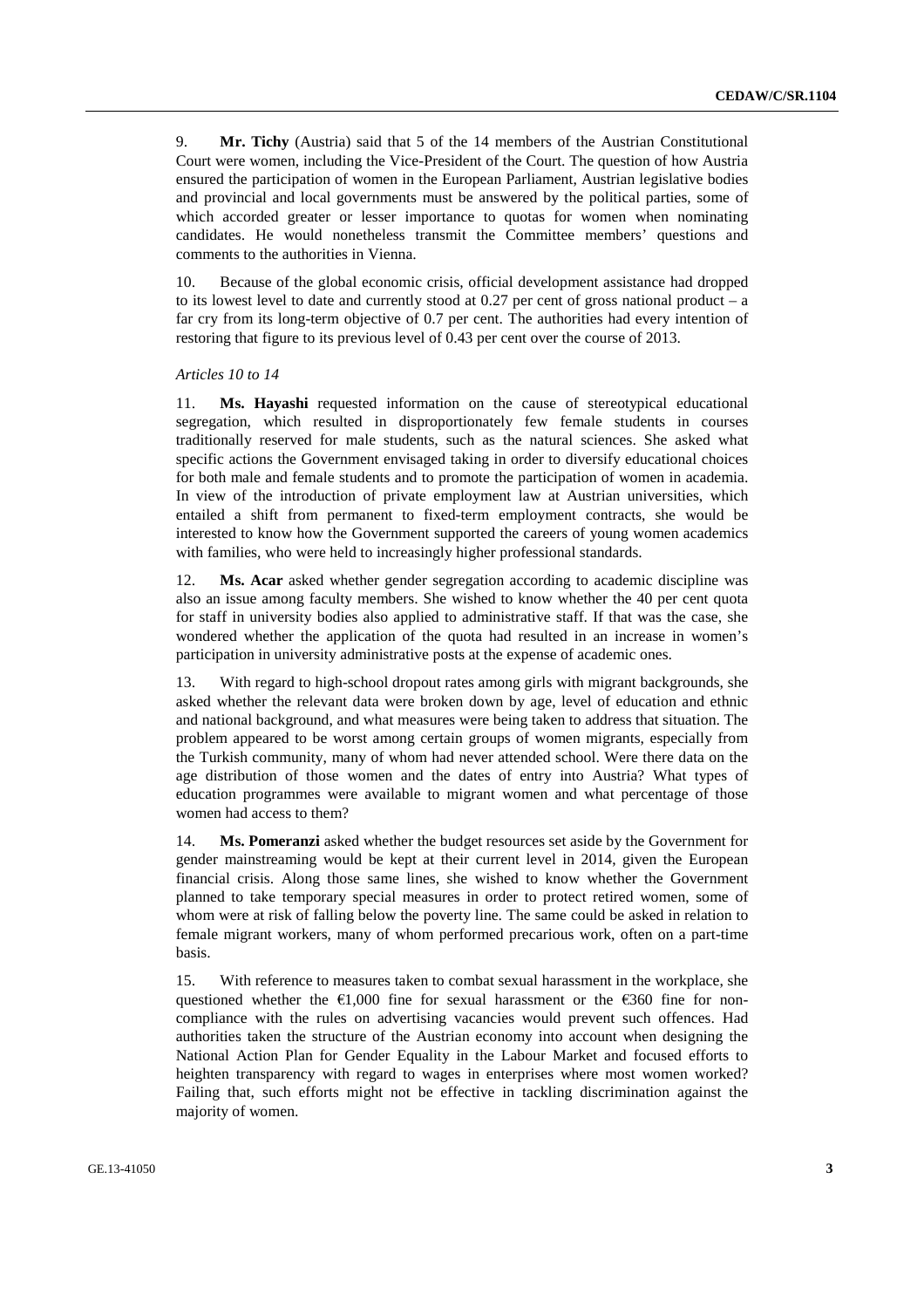9. **Mr. Tichy** (Austria) said that 5 of the 14 members of the Austrian Constitutional Court were women, including the Vice-President of the Court. The question of how Austria ensured the participation of women in the European Parliament, Austrian legislative bodies and provincial and local governments must be answered by the political parties, some of which accorded greater or lesser importance to quotas for women when nominating candidates. He would nonetheless transmit the Committee members' questions and comments to the authorities in Vienna.

10. Because of the global economic crisis, official development assistance had dropped to its lowest level to date and currently stood at 0.27 per cent of gross national product – a far cry from its long-term objective of 0.7 per cent. The authorities had every intention of restoring that figure to its previous level of 0.43 per cent over the course of 2013.

*Articles 10 to 14*

11. **Ms. Hayashi** requested information on the cause of stereotypical educational segregation, which resulted in disproportionately few female students in courses traditionally reserved for male students, such as the natural sciences. She asked what specific actions the Government envisaged taking in order to diversify educational choices for both male and female students and to promote the participation of women in academia. In view of the introduction of private employment law at Austrian universities, which entailed a shift from permanent to fixed-term employment contracts, she would be interested to know how the Government supported the careers of young women academics with families, who were held to increasingly higher professional standards.

12. **Ms. Acar** asked whether gender segregation according to academic discipline was also an issue among faculty members. She wished to know whether the 40 per cent quota for staff in university bodies also applied to administrative staff. If that was the case, she wondered whether the application of the quota had resulted in an increase in women's participation in university administrative posts at the expense of academic ones.

13. With regard to high-school dropout rates among girls with migrant backgrounds, she asked whether the relevant data were broken down by age, level of education and ethnic and national background, and what measures were being taken to address that situation. The problem appeared to be worst among certain groups of women migrants, especially from the Turkish community, many of whom had never attended school. Were there data on the age distribution of those women and the dates of entry into Austria? What types of education programmes were available to migrant women and what percentage of those women had access to them?

14. **Ms. Pomeranzi** asked whether the budget resources set aside by the Government for gender mainstreaming would be kept at their current level in 2014, given the European financial crisis. Along those same lines, she wished to know whether the Government planned to take temporary special measures in order to protect retired women, some of whom were at risk of falling below the poverty line. The same could be asked in relation to female migrant workers, many of whom performed precarious work, often on a part-time basis.

15. With reference to measures taken to combat sexual harassment in the workplace, she questioned whether the €1,000 fine for sexual harassment or the €360 fine for non-compliance with the rules on advertising vacancies would prevent such offences. Had authorities taken the structure of the Austrian economy into account when designing the National Action Plan for Gender Equality in the Labour Market and focused efforts to heighten transparency with regard to wages in enterprises where most women worked? Failing that, such efforts might not be effective in tackling discrimination against the majority of women.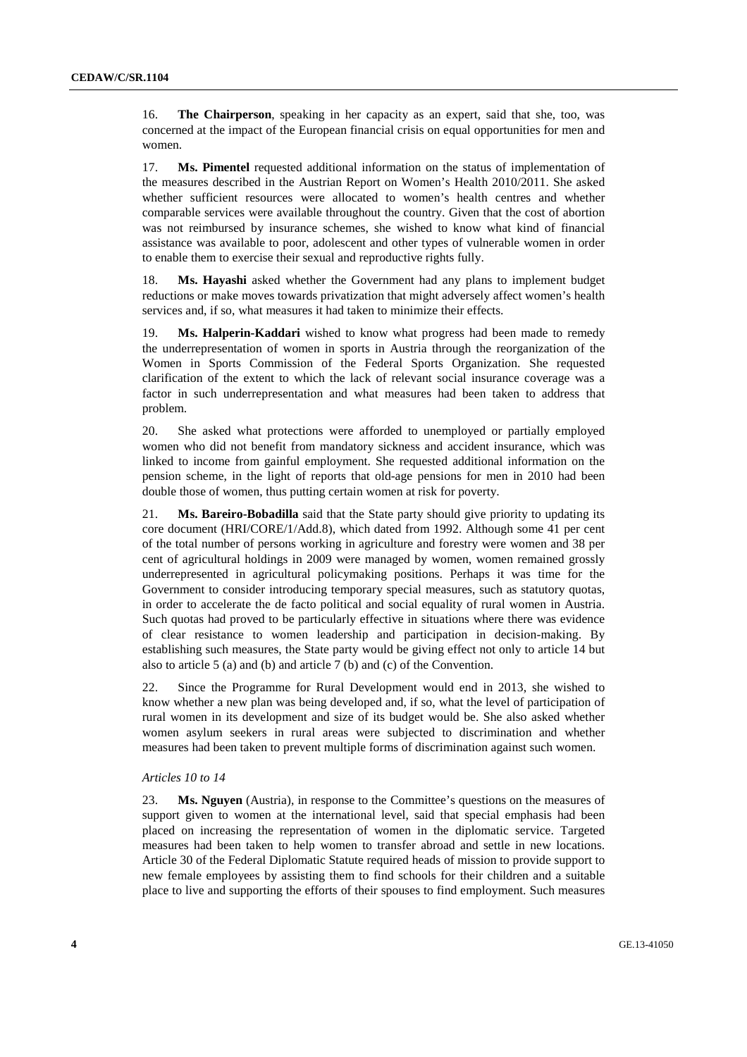16. **The Chairperson**, speaking in her capacity as an expert, said that she, too, was concerned at the impact of the European financial crisis on equal opportunities for men and women.

17. **Ms. Pimentel** requested additional information on the status of implementation of the measures described in the Austrian Report on Women's Health 2010/2011. She asked whether sufficient resources were allocated to women's health centres and whether comparable services were available throughout the country. Given that the cost of abortion was not reimbursed by insurance schemes, she wished to know what kind of financial assistance was available to poor, adolescent and other types of vulnerable women in order to enable them to exercise their sexual and reproductive rights fully.

18. **Ms. Hayashi** asked whether the Government had any plans to implement budget reductions or make moves towards privatization that might adversely affect women's health services and, if so, what measures it had taken to minimize their effects.

19. **Ms. Halperin-Kaddari** wished to know what progress had been made to remedy the underrepresentation of women in sports in Austria through the reorganization of the Women in Sports Commission of the Federal Sports Organization. She requested clarification of the extent to which the lack of relevant social insurance coverage was a factor in such underrepresentation and what measures had been taken to address that problem.

20. She asked what protections were afforded to unemployed or partially employed women who did not benefit from mandatory sickness and accident insurance, which was linked to income from gainful employment. She requested additional information on the pension scheme, in the light of reports that old-age pensions for men in 2010 had been double those of women, thus putting certain women at risk for poverty.

21. **Ms. Bareiro-Bobadilla** said that the State party should give priority to updating its core document (HRI/CORE/1/Add.8), which dated from 1992. Although some 41 per cent of the total number of persons working in agriculture and forestry were women and 38 per cent of agricultural holdings in 2009 were managed by women, women remained grossly underrepresented in agricultural policymaking positions. Perhaps it was time for the Government to consider introducing temporary special measures, such as statutory quotas, in order to accelerate the de facto political and social equality of rural women in Austria. Such quotas had proved to be particularly effective in situations where there was evidence of clear resistance to women leadership and participation in decision-making. By establishing such measures, the State party would be giving effect not only to article 14 but also to article 5 (a) and (b) and article 7 (b) and (c) of the Convention.

22. Since the Programme for Rural Development would end in 2013, she wished to know whether a new plan was being developed and, if so, what the level of participation of rural women in its development and size of its budget would be. She also asked whether women asylum seekers in rural areas were subjected to discrimination and whether measures had been taken to prevent multiple forms of discrimination against such women.

*Articles 10 to 14*

23. **Ms. Nguyen** (Austria), in response to the Committee's questions on the measures of support given to women at the international level, said that special emphasis had been placed on increasing the representation of women in the diplomatic service. Targeted measures had been taken to help women to transfer abroad and settle in new locations. Article 30 of the Federal Diplomatic Statute required heads of mission to provide support to new female employees by assisting them to find schools for their children and a suitable place to live and supporting the efforts of their spouses to find employment. Such measures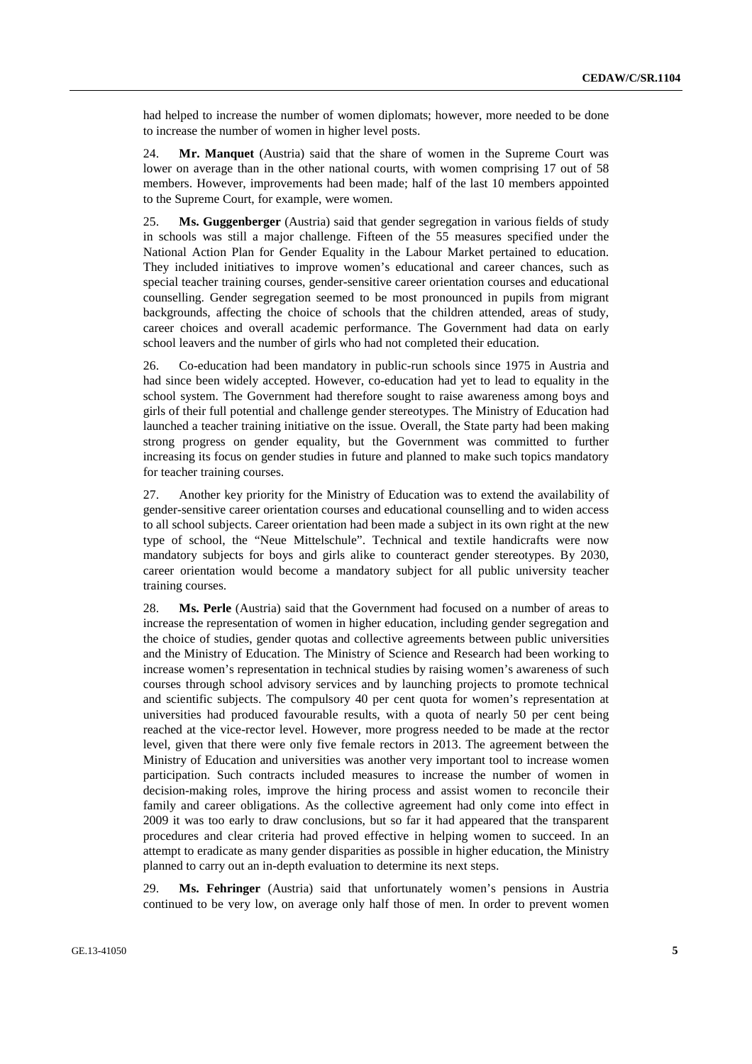had helped to increase the number of women diplomats; however, more needed to be done to increase the number of women in higher level posts.

24. **Mr. Manquet** (Austria) said that the share of women in the Supreme Court was lower on average than in the other national courts, with women comprising 17 out of 58 members. However, improvements had been made; half of the last 10 members appointed to the Supreme Court, for example, were women.

25. **Ms. Guggenberger** (Austria) said that gender segregation in various fields of study in schools was still a major challenge. Fifteen of the 55 measures specified under the National Action Plan for Gender Equality in the Labour Market pertained to education. They included initiatives to improve women's educational and career chances, such as special teacher training courses, gender-sensitive career orientation courses and educational counselling. Gender segregation seemed to be most pronounced in pupils from migrant backgrounds, affecting the choice of schools that the children attended, areas of study, career choices and overall academic performance. The Government had data on early school leavers and the number of girls who had not completed their education.

26. Co-education had been mandatory in public-run schools since 1975 in Austria and had since been widely accepted. However, co-education had yet to lead to equality in the school system. The Government had therefore sought to raise awareness among boys and girls of their full potential and challenge gender stereotypes. The Ministry of Education had launched a teacher training initiative on the issue. Overall, the State party had been making strong progress on gender equality, but the Government was committed to further increasing its focus on gender studies in future and planned to make such topics mandatory for teacher training courses.

27. Another key priority for the Ministry of Education was to extend the availability of gender-sensitive career orientation courses and educational counselling and to widen access to all school subjects. Career orientation had been made a subject in its own right at the new type of school, the "Neue Mittelschule". Technical and textile handicrafts were now mandatory subjects for boys and girls alike to counteract gender stereotypes. By 2030, career orientation would become a mandatory subject for all public university teacher training courses.

28. **Ms. Perle** (Austria) said that the Government had focused on a number of areas to increase the representation of women in higher education, including gender segregation and the choice of studies, gender quotas and collective agreements between public universities and the Ministry of Education. The Ministry of Science and Research had been working to increase women's representation in technical studies by raising women's awareness of such courses through school advisory services and by launching projects to promote technical and scientific subjects. The compulsory 40 per cent quota for women's representation at universities had produced favourable results, with a quota of nearly 50 per cent being reached at the vice-rector level. However, more progress needed to be made at the rector level, given that there were only five female rectors in 2013. The agreement between the Ministry of Education and universities was another very important tool to increase women participation. Such contracts included measures to increase the number of women in decision-making roles, improve the hiring process and assist women to reconcile their family and career obligations. As the collective agreement had only come into effect in 2009 it was too early to draw conclusions, but so far it had appeared that the transparent procedures and clear criteria had proved effective in helping women to succeed. In an attempt to eradicate as many gender disparities as possible in higher education, the Ministry planned to carry out an in-depth evaluation to determine its next steps.

29. **Ms. Fehringer** (Austria) said that unfortunately women's pensions in Austria continued to be very low, on average only half those of men. In order to prevent women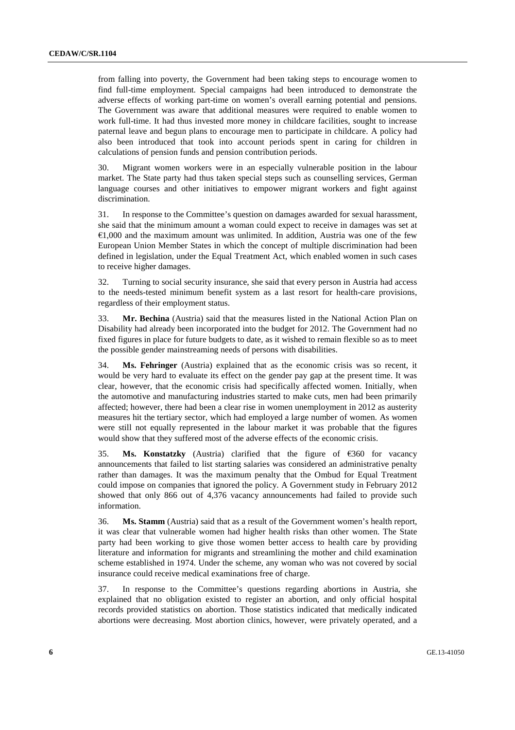from falling into poverty, the Government had been taking steps to encourage women to find full-time employment. Special campaigns had been introduced to demonstrate the adverse effects of working part-time on women's overall earning potential and pensions. The Government was aware that additional measures were required to enable women to work full-time. It had thus invested more money in childcare facilities, sought to increase paternal leave and begun plans to encourage men to participate in childcare. A policy had also been introduced that took into account periods spent in caring for children in calculations of pension funds and pension contribution periods.

30. Migrant women workers were in an especially vulnerable position in the labour market. The State party had thus taken special steps such as counselling services, German language courses and other initiatives to empower migrant workers and fight against discrimination.

31. In response to the Committee's question on damages awarded for sexual harassment, she said that the minimum amount a woman could expect to receive in damages was set at €1,000 and the maximum amount was unlimited. In addition, Austria was one of the few European Union Member States in which the concept of multiple discrimination had been defined in legislation, under the Equal Treatment Act, which enabled women in such cases to receive higher damages.

32. Turning to social security insurance, she said that every person in Austria had access to the needs-tested minimum benefit system as a last resort for health-care provisions, regardless of their employment status.

33. **Mr. Bechina** (Austria) said that the measures listed in the National Action Plan on Disability had already been incorporated into the budget for 2012. The Government had no fixed figures in place for future budgets to date, as it wished to remain flexible so as to meet the possible gender mainstreaming needs of persons with disabilities.

34. **Ms. Fehringer** (Austria) explained that as the economic crisis was so recent, it would be very hard to evaluate its effect on the gender pay gap at the present time. It was clear, however, that the economic crisis had specifically affected women. Initially, when the automotive and manufacturing industries started to make cuts, men had been primarily affected; however, there had been a clear rise in women unemployment in 2012 as austerity measures hit the tertiary sector, which had employed a large number of women. As women were still not equally represented in the labour market it was probable that the figures would show that they suffered most of the adverse effects of the economic crisis.

35. **Ms. Konstatzky** (Austria) clarified that the figure of €360 for vacancy announcements that failed to list starting salaries was considered an administrative penalty rather than damages. It was the maximum penalty that the Ombud for Equal Treatment could impose on companies that ignored the policy. A Government study in February 2012 showed that only 866 out of 4,376 vacancy announcements had failed to provide such information.

36. **Ms. Stamm** (Austria) said that as a result of the Government women's health report, it was clear that vulnerable women had higher health risks than other women. The State party had been working to give those women better access to health care by providing literature and information for migrants and streamlining the mother and child examination scheme established in 1974. Under the scheme, any woman who was not covered by social insurance could receive medical examinations free of charge.

37. In response to the Committee's questions regarding abortions in Austria, she explained that no obligation existed to register an abortion, and only official hospital records provided statistics on abortion. Those statistics indicated that medically indicated abortions were decreasing. Most abortion clinics, however, were privately operated, and a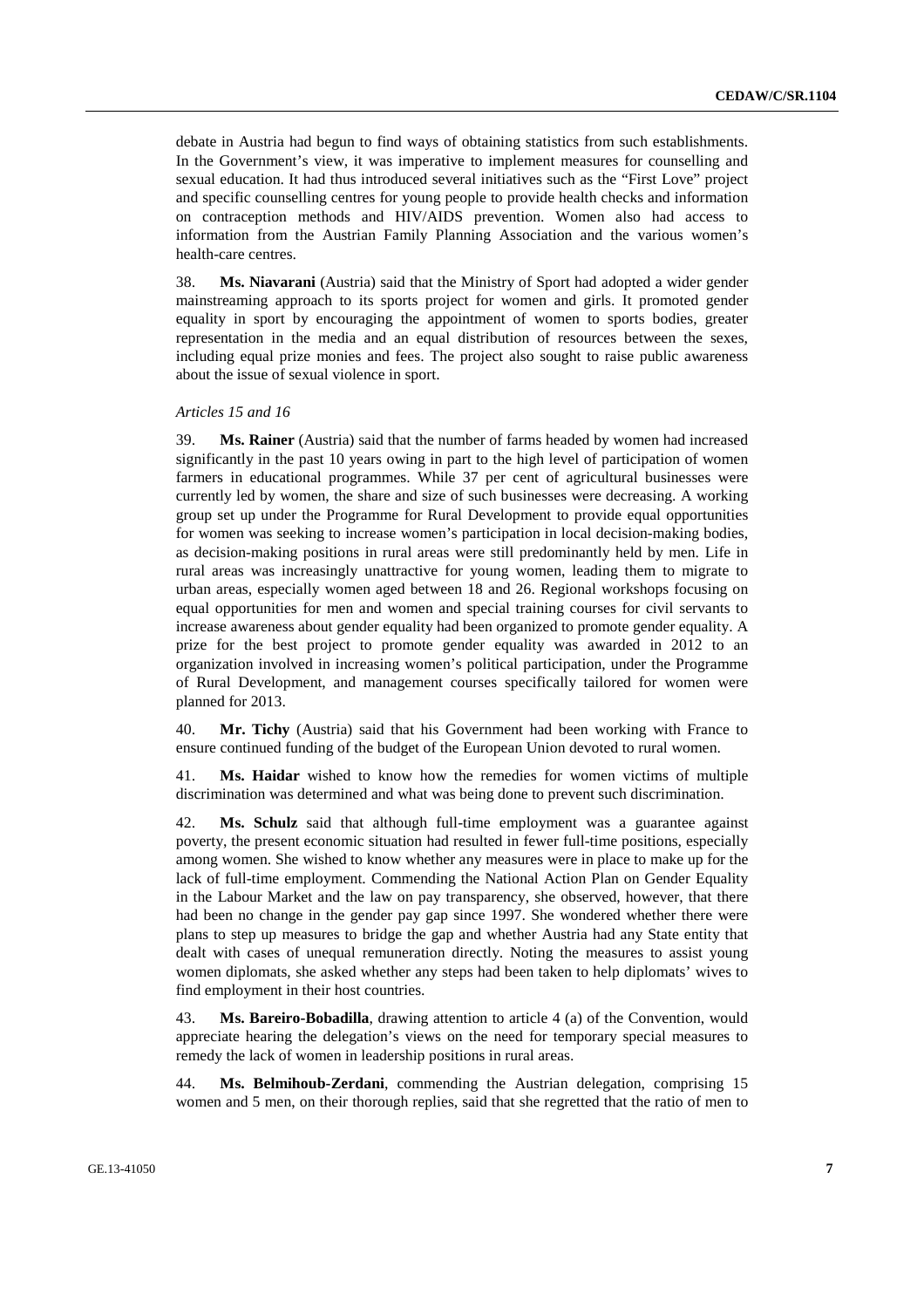debate in Austria had begun to find ways of obtaining statistics from such establishments. In the Government's view, it was imperative to implement measures for counselling and sexual education. It had thus introduced several initiatives such as the "First Love" project and specific counselling centres for young people to provide health checks and information on contraception methods and HIV/AIDS prevention. Women also had access to information from the Austrian Family Planning Association and the various women's health-care centres.

38. **Ms. Niavarani** (Austria) said that the Ministry of Sport had adopted a wider gender mainstreaming approach to its sports project for women and girls. It promoted gender equality in sport by encouraging the appointment of women to sports bodies, greater representation in the media and an equal distribution of resources between the sexes, including equal prize monies and fees. The project also sought to raise public awareness about the issue of sexual violence in sport.

*Articles 15 and 16*

39. **Ms. Rainer** (Austria) said that the number of farms headed by women had increased significantly in the past 10 years owing in part to the high level of participation of women farmers in educational programmes. While 37 per cent of agricultural businesses were currently led by women, the share and size of such businesses were decreasing. A working group set up under the Programme for Rural Development to provide equal opportunities for women was seeking to increase women's participation in local decision-making bodies, as decision-making positions in rural areas were still predominantly held by men. Life in rural areas was increasingly unattractive for young women, leading them to migrate to urban areas, especially women aged between 18 and 26. Regional workshops focusing on equal opportunities for men and women and special training courses for civil servants to increase awareness about gender equality had been organized to promote gender equality. A prize for the best project to promote gender equality was awarded in 2012 to an organization involved in increasing women's political participation, under the Programme of Rural Development, and management courses specifically tailored for women were planned for 2013.

40. **Mr. Tichy** (Austria) said that his Government had been working with France to ensure continued funding of the budget of the European Union devoted to rural women.

41. **Ms. Haidar** wished to know how the remedies for women victims of multiple discrimination was determined and what was being done to prevent such discrimination.

42. **Ms. Schulz** said that although full-time employment was a guarantee against poverty, the present economic situation had resulted in fewer full-time positions, especially among women. She wished to know whether any measures were in place to make up for the lack of full-time employment. Commending the National Action Plan on Gender Equality in the Labour Market and the law on pay transparency, she observed, however, that there had been no change in the gender pay gap since 1997. She wondered whether there were plans to step up measures to bridge the gap and whether Austria had any State entity that dealt with cases of unequal remuneration directly. Noting the measures to assist young women diplomats, she asked whether any steps had been taken to help diplomats' wives to find employment in their host countries.

43. **Ms. Bareiro-Bobadilla**, drawing attention to article 4 (a) of the Convention, would appreciate hearing the delegation's views on the need for temporary special measures to remedy the lack of women in leadership positions in rural areas.

44. **Ms. Belmihoub-Zerdani**, commending the Austrian delegation, comprising 15 women and 5 men, on their thorough replies, said that she regretted that the ratio of men to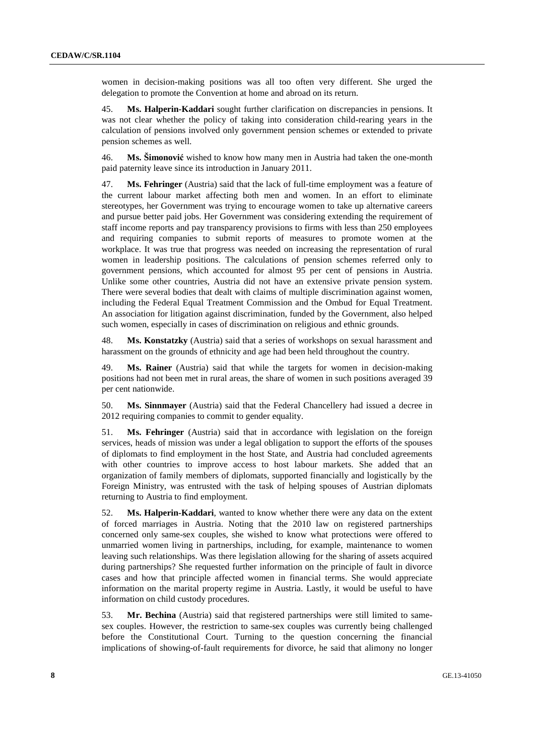women in decision-making positions was all too often very different. She urged the delegation to promote the Convention at home and abroad on its return.

45. **Ms. Halperin-Kaddari** sought further clarification on discrepancies in pensions. It was not clear whether the policy of taking into consideration child-rearing years in the calculation of pensions involved only government pension schemes or extended to private pension schemes as well.

46. **Ms. Šimonović** wished to know how many men in Austria had taken the one-month paid paternity leave since its introduction in January 2011.

47. **Ms. Fehringer** (Austria) said that the lack of full-time employment was a feature of the current labour market affecting both men and women. In an effort to eliminate stereotypes, her Government was trying to encourage women to take up alternative careers and pursue better paid jobs. Her Government was considering extending the requirement of staff income reports and pay transparency provisions to firms with less than 250 employees and requiring companies to submit reports of measures to promote women at the workplace. It was true that progress was needed on increasing the representation of rural women in leadership positions. The calculations of pension schemes referred only to government pensions, which accounted for almost 95 per cent of pensions in Austria. Unlike some other countries, Austria did not have an extensive private pension system. There were several bodies that dealt with claims of multiple discrimination against women, including the Federal Equal Treatment Commission and the Ombud for Equal Treatment. An association for litigation against discrimination, funded by the Government, also helped such women, especially in cases of discrimination on religious and ethnic grounds.

48. **Ms. Konstatzky** (Austria) said that a series of workshops on sexual harassment and harassment on the grounds of ethnicity and age had been held throughout the country.

49. **Ms. Rainer** (Austria) said that while the targets for women in decision-making positions had not been met in rural areas, the share of women in such positions averaged 39 per cent nationwide.

50. **Ms. Sinnmayer** (Austria) said that the Federal Chancellery had issued a decree in 2012 requiring companies to commit to gender equality.

51. **Ms. Fehringer** (Austria) said that in accordance with legislation on the foreign services, heads of mission was under a legal obligation to support the efforts of the spouses of diplomats to find employment in the host State, and Austria had concluded agreements with other countries to improve access to host labour markets. She added that an organization of family members of diplomats, supported financially and logistically by the Foreign Ministry, was entrusted with the task of helping spouses of Austrian diplomats returning to Austria to find employment.

52. **Ms. Halperin-Kaddari**, wanted to know whether there were any data on the extent of forced marriages in Austria. Noting that the 2010 law on registered partnerships concerned only same-sex couples, she wished to know what protections were offered to unmarried women living in partnerships, including, for example, maintenance to women leaving such relationships. Was there legislation allowing for the sharing of assets acquired during partnerships? She requested further information on the principle of fault in divorce cases and how that principle affected women in financial terms. She would appreciate information on the marital property regime in Austria. Lastly, it would be useful to have information on child custody procedures.

53. **Mr. Bechina** (Austria) said that registered partnerships were still limited to same-sex couples. However, the restriction to same-sex couples was currently being challenged before the Constitutional Court. Turning to the question concerning the financial implications of showing-of-fault requirements for divorce, he said that alimony no longer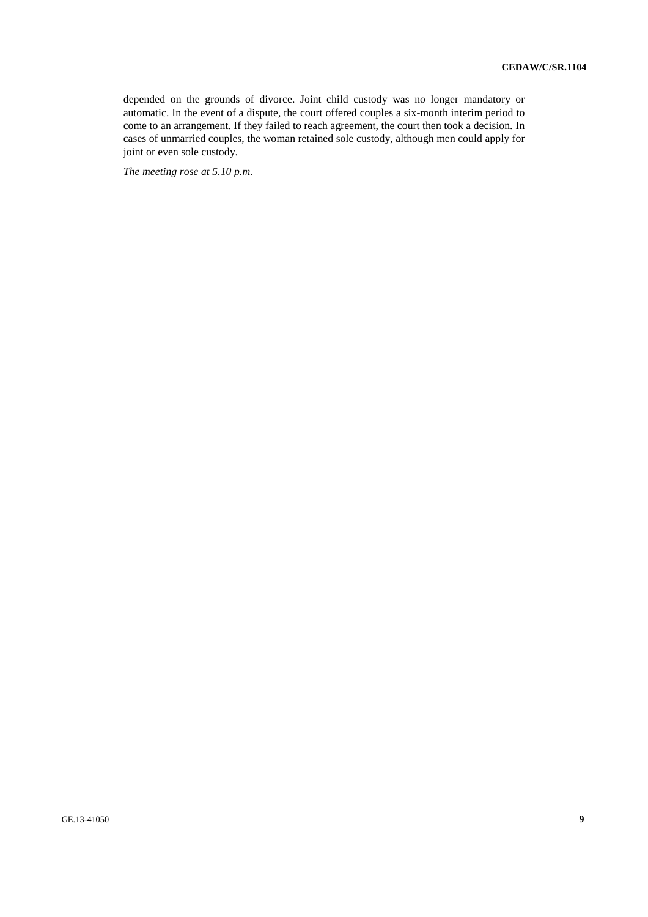depended on the grounds of divorce. Joint child custody was no longer mandatory or automatic. In the event of a dispute, the court offered couples a six-month interim period to come to an arrangement. If they failed to reach agreement, the court then took a decision. In cases of unmarried couples, the woman retained sole custody, although men could apply for joint or even sole custody.

*The meeting rose at 5.10 p.m.*